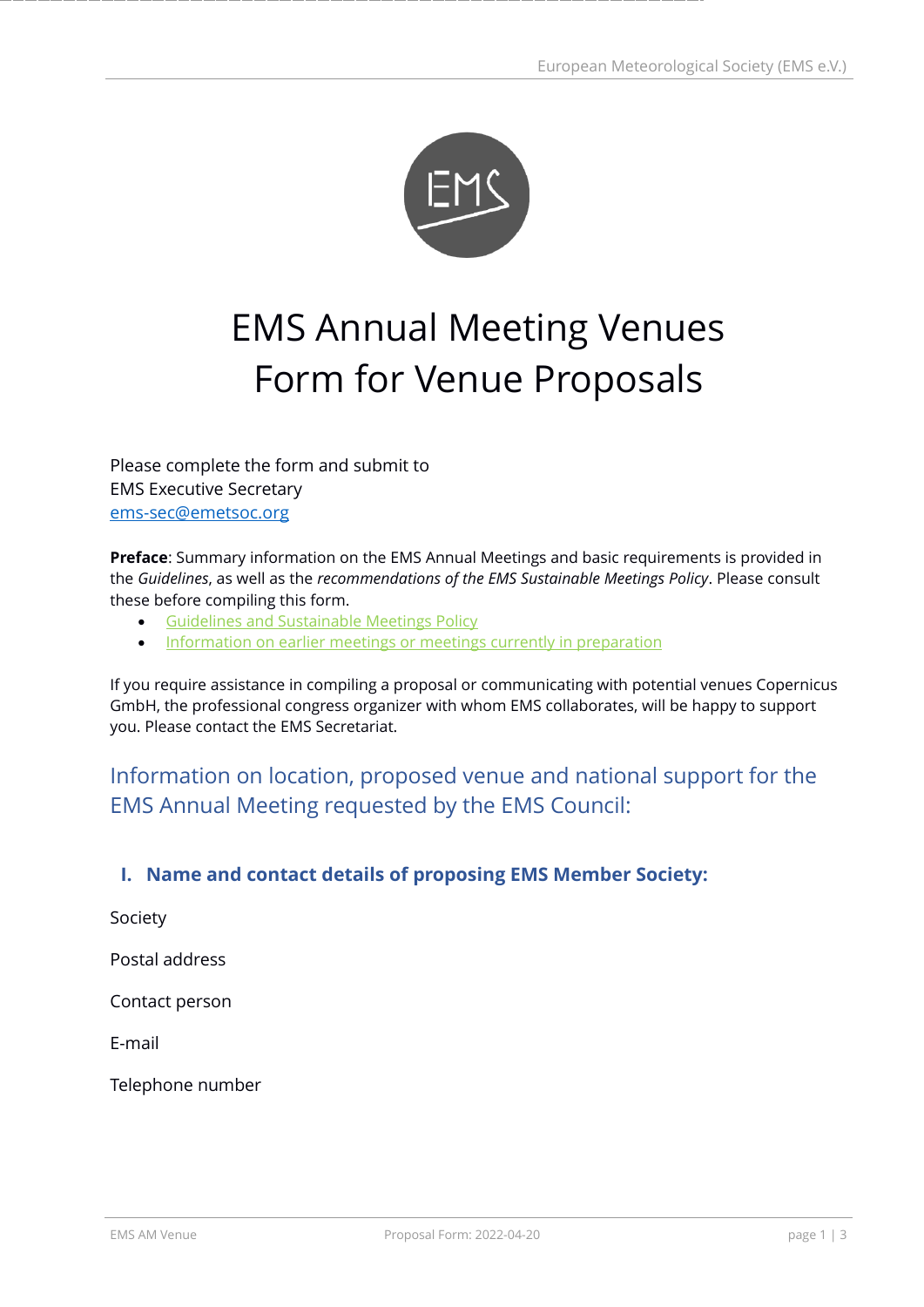# EMS Annual Meeting Venues
# Form for Venue Proposals

Please complete the form and submit to
EMS Executive Secretary
ems-sec@emetsoc.org

**Preface**: Summary information on the EMS Annual Meetings and basic requirements is provided in the *Guidelines*, as well as the *recommendations of the EMS Sustainable Meetings Policy*. Please consult these before compiling this form.

- Guidelines and Sustainable Meetings Policy
- Information on earlier meetings or meetings currently in preparation

If you require assistance in compiling a proposal or communicating with potential venues Copernicus GmbH, the professional congress organizer with whom EMS collaborates, will be happy to support you. Please contact the EMS Secretariat.

## Information on location, proposed venue and national support for the EMS Annual Meeting requested by the EMS Council:

### I. Name and contact details of proposing EMS Member Society:

Society

Postal address

Contact person

E-mail

Telephone number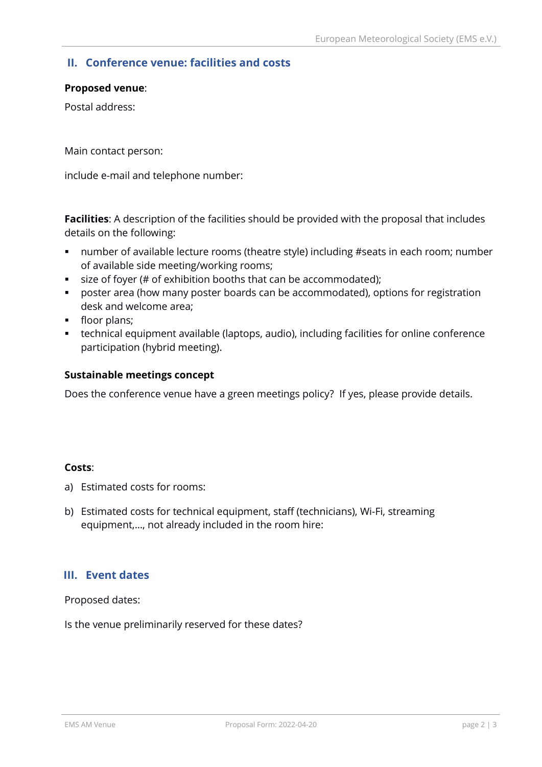## II. Conference venue: facilities and costs

**Proposed venue**:

Postal address:

Main contact person:

include e-mail and telephone number:

**Facilities**: A description of the facilities should be provided with the proposal that includes details on the following:

- number of available lecture rooms (theatre style) including #seats in each room; number of available side meeting/working rooms;
- size of foyer (# of exhibition booths that can be accommodated);
- poster area (how many poster boards can be accommodated), options for registration desk and welcome area;
- floor plans;
- technical equipment available (laptops, audio), including facilities for online conference participation (hybrid meeting).

**Sustainable meetings concept**

Does the conference venue have a green meetings policy? If yes, please provide details.

**Costs**:

a) Estimated costs for rooms:

b) Estimated costs for technical equipment, staff (technicians), Wi-Fi, streaming equipment,…, not already included in the room hire:

## III. Event dates

Proposed dates:

Is the venue preliminarily reserved for these dates?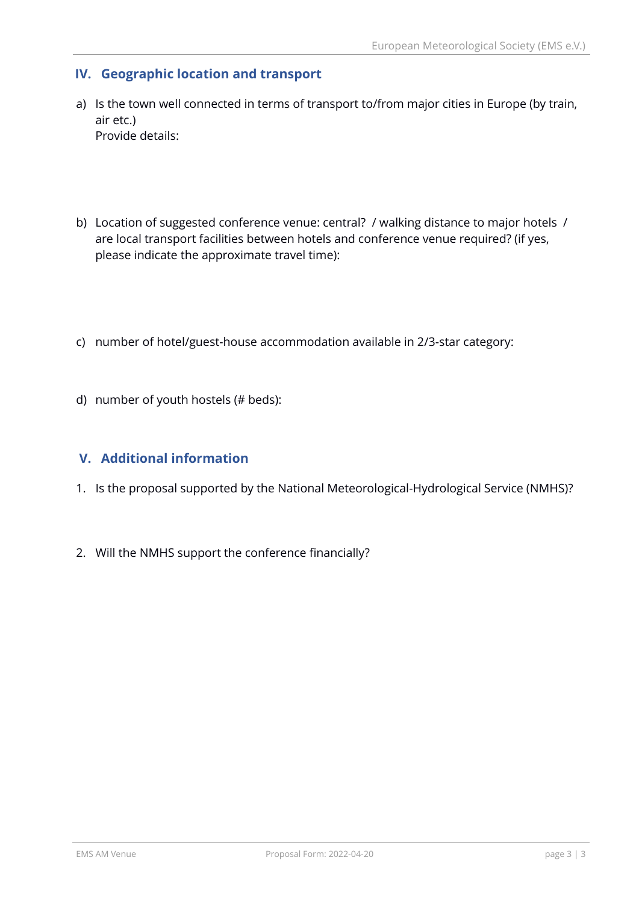## IV. Geographic location and transport

a) Is the town well connected in terms of transport to/from major cities in Europe (by train, air etc.)
   Provide details:

b) Location of suggested conference venue: central? / walking distance to major hotels / are local transport facilities between hotels and conference venue required? (if yes, please indicate the approximate travel time):

c) number of hotel/guest-house accommodation available in 2/3-star category:

d) number of youth hostels (# beds):

## V. Additional information

1. Is the proposal supported by the National Meteorological-Hydrological Service (NMHS)?

2. Will the NMHS support the conference financially?